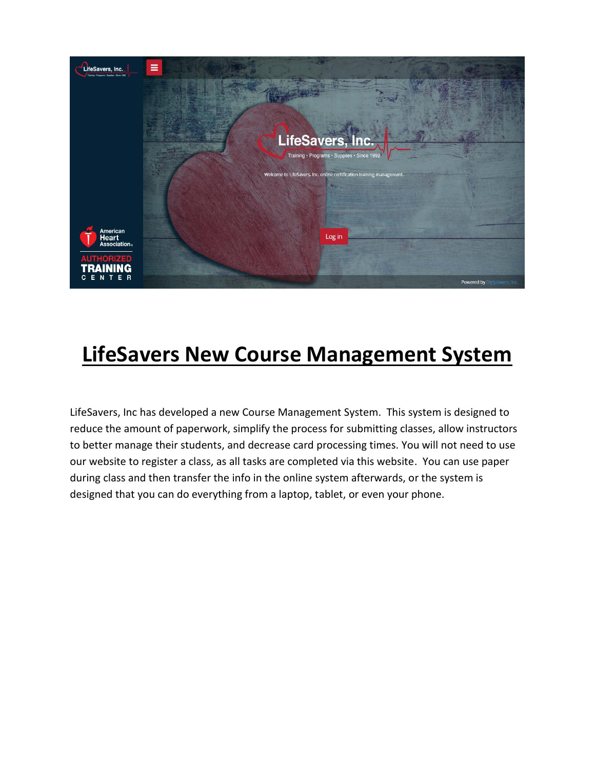# LifeSavers New Course Management System

LifeSavers, Inc has developed a new Course Management System. This system is designed to reduce the amount of paperwork, simplify the process for submitting classes, allow instructors to better manage their students, and decrease card processing times. You will not need to use our website to register a class, as all tasks are completed via this website. You can use paper during class and then transfer the info in the online system afterwards, or the system is designed that you can do everything from a laptop, tablet, or even your phone.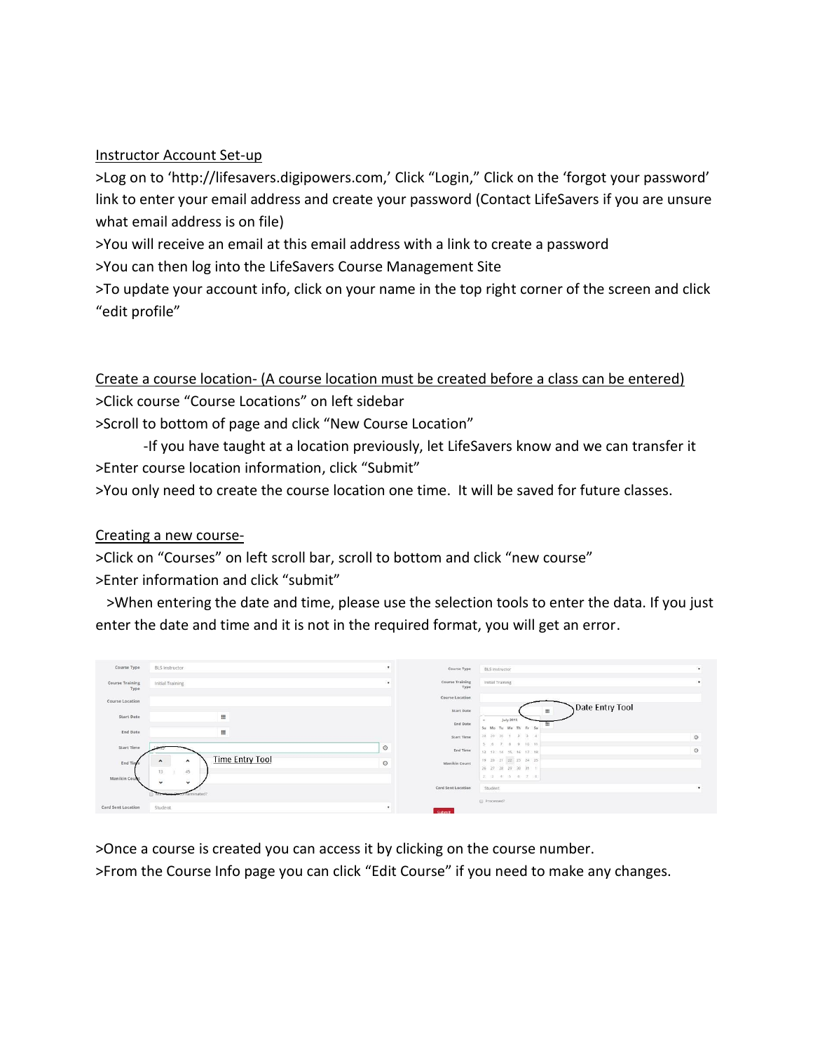Instructor Account Set-up

>Log on to 'http://lifesavers.digipowers.com,' Click "Login," Click on the 'forgot your password' link to enter your email address and create your password (Contact LifeSavers if you are unsure what email address is on file)

>You will receive an email at this email address with a link to create a password

>You can then log into the LifeSavers Course Management Site

>To update your account info, click on your name in the top right corner of the screen and click "edit profile"

Create a course location- (A course location must be created before a class can be entered)

>Click course "Course Locations" on left sidebar

>Scroll to bottom of page and click "New Course Location"

-If you have taught at a location previously, let LifeSavers know and we can transfer it

>Enter course location information, click "Submit"

>You only need to create the course location one time. It will be saved for future classes.

Creating a new course-

>Click on "Courses" on left scroll bar, scroll to bottom and click "new course"

>Enter information and click "submit"

>When entering the date and time, please use the selection tools to enter the data. If you just enter the date and time and it is not in the required format, you will get an error.

Time Entry Tool

Date Entry Tool

>Once a course is created you can access it by clicking on the course number.

>From the Course Info page you can click "Edit Course" if you need to make any changes.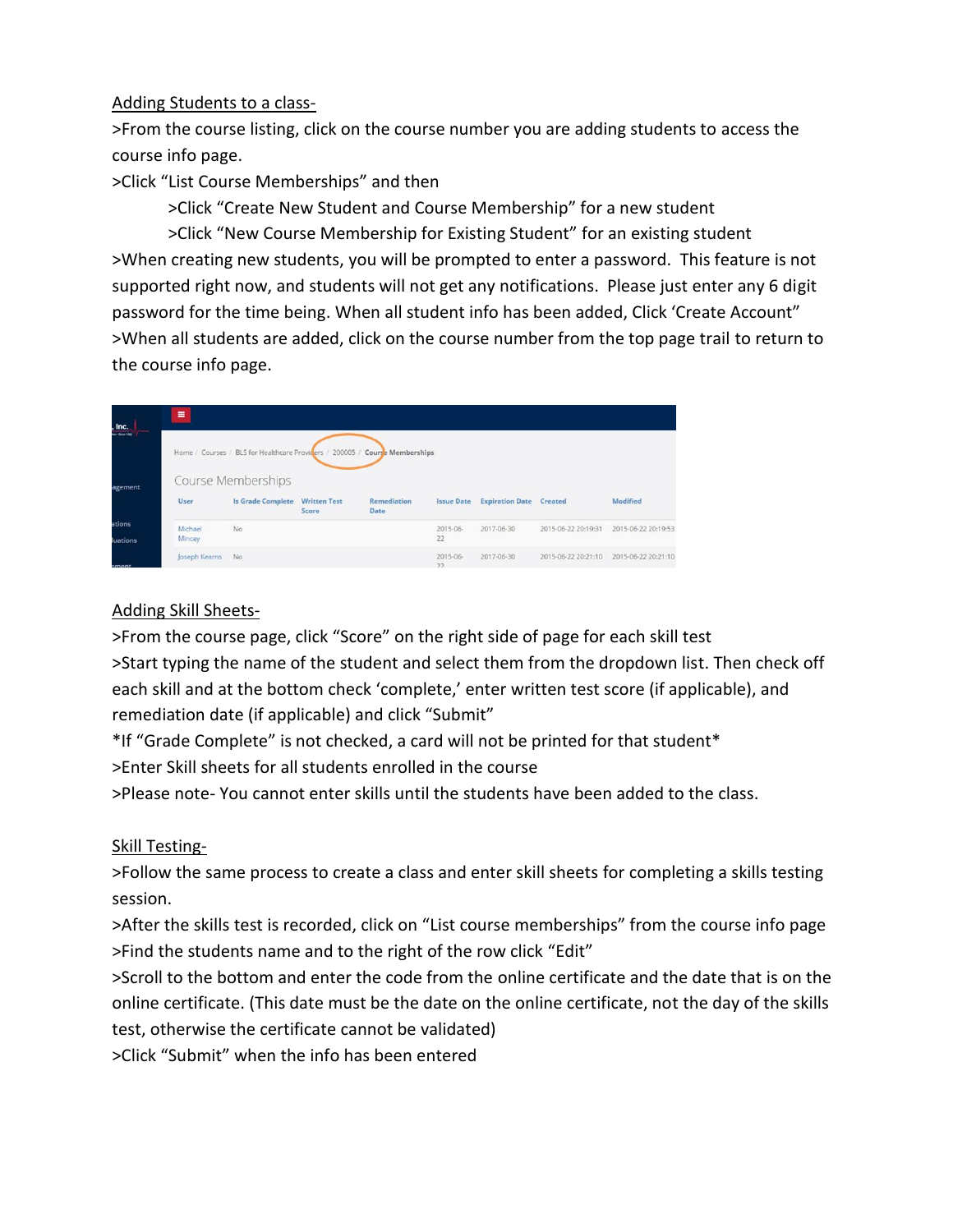Adding Students to a class-

>From the course listing, click on the course number you are adding students to access the course info page.

>Click “List Course Memberships” and then

>Click “Create New Student and Course Membership” for a new student

>Click “New Course Membership for Existing Student” for an existing student

>When creating new students, you will be prompted to enter a password. This feature is not supported right now, and students will not get any notifications. Please just enter any 6 digit password for the time being. When all student info has been added, Click ‘Create Account”

>When all students are added, click on the course number from the top page trail to return to the course info page.

Adding Skill Sheets-

>From the course page, click “Score” on the right side of page for each skill test

>Start typing the name of the student and select them from the dropdown list. Then check off each skill and at the bottom check ‘complete,’ enter written test score (if applicable), and remediation date (if applicable) and click “Submit”

*If “Grade Complete” is not checked, a card will not be printed for that student*

>Enter Skill sheets for all students enrolled in the course

>Please note- You cannot enter skills until the students have been added to the class.

Skill Testing-

>Follow the same process to create a class and enter skill sheets for completing a skills testing session.

>After the skills test is recorded, click on “List course memberships” from the course info page

>Find the students name and to the right of the row click “Edit”

>Scroll to the bottom and enter the code from the online certificate and the date that is on the online certificate. (This date must be the date on the online certificate, not the day of the skills test, otherwise the certificate cannot be validated)

>Click “Submit” when the info has been entered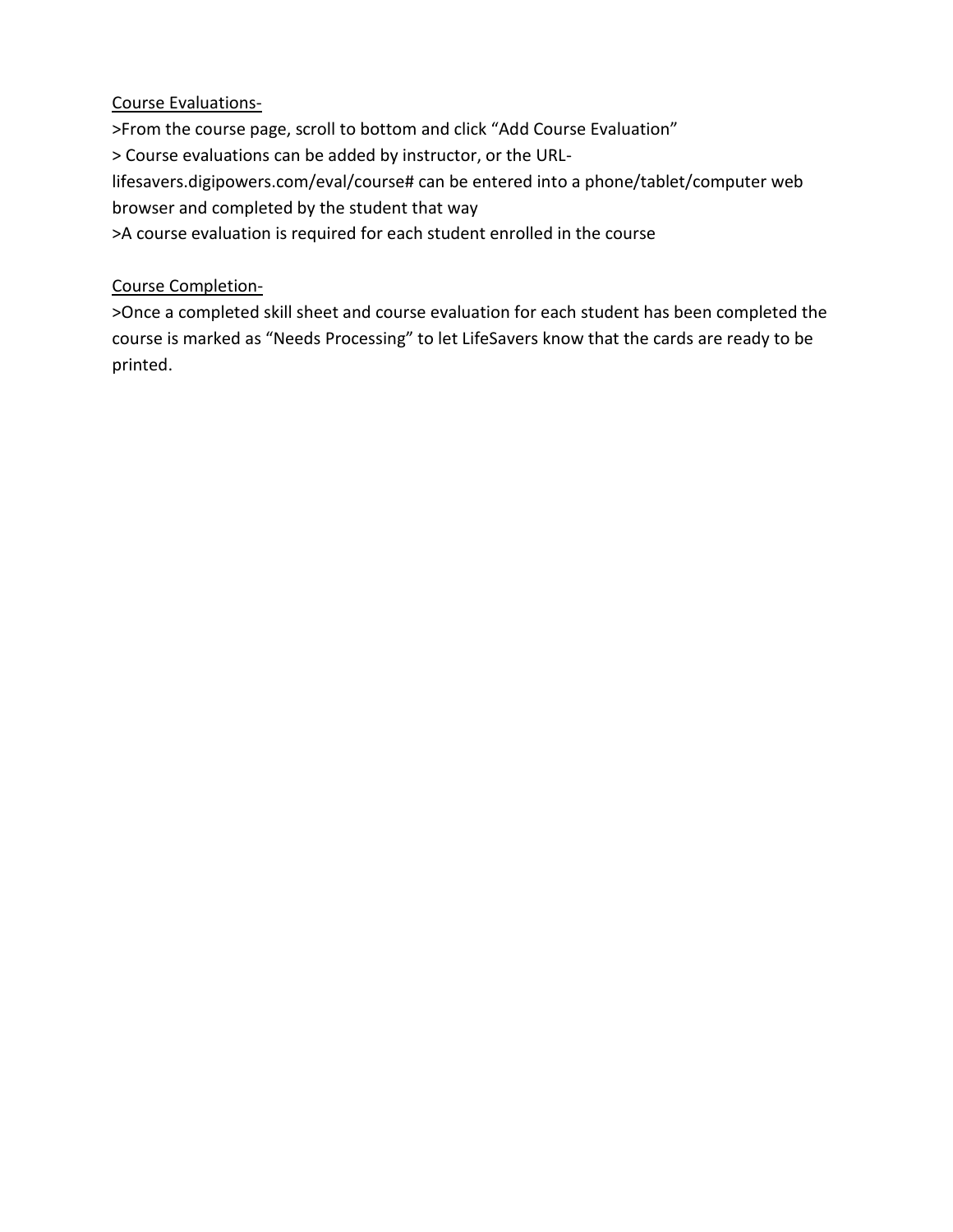<u>Course Evaluations-</u>

>From the course page, scroll to bottom and click “Add Course Evaluation”

> Course evaluations can be added by instructor, or the URL- lifesavers.digipowers.com/eval/course# can be entered into a phone/tablet/computer web browser and completed by the student that way

>A course evaluation is required for each student enrolled in the course

<u>Course Completion-</u>

>Once a completed skill sheet and course evaluation for each student has been completed the course is marked as “Needs Processing” to let LifeSavers know that the cards are ready to be printed.